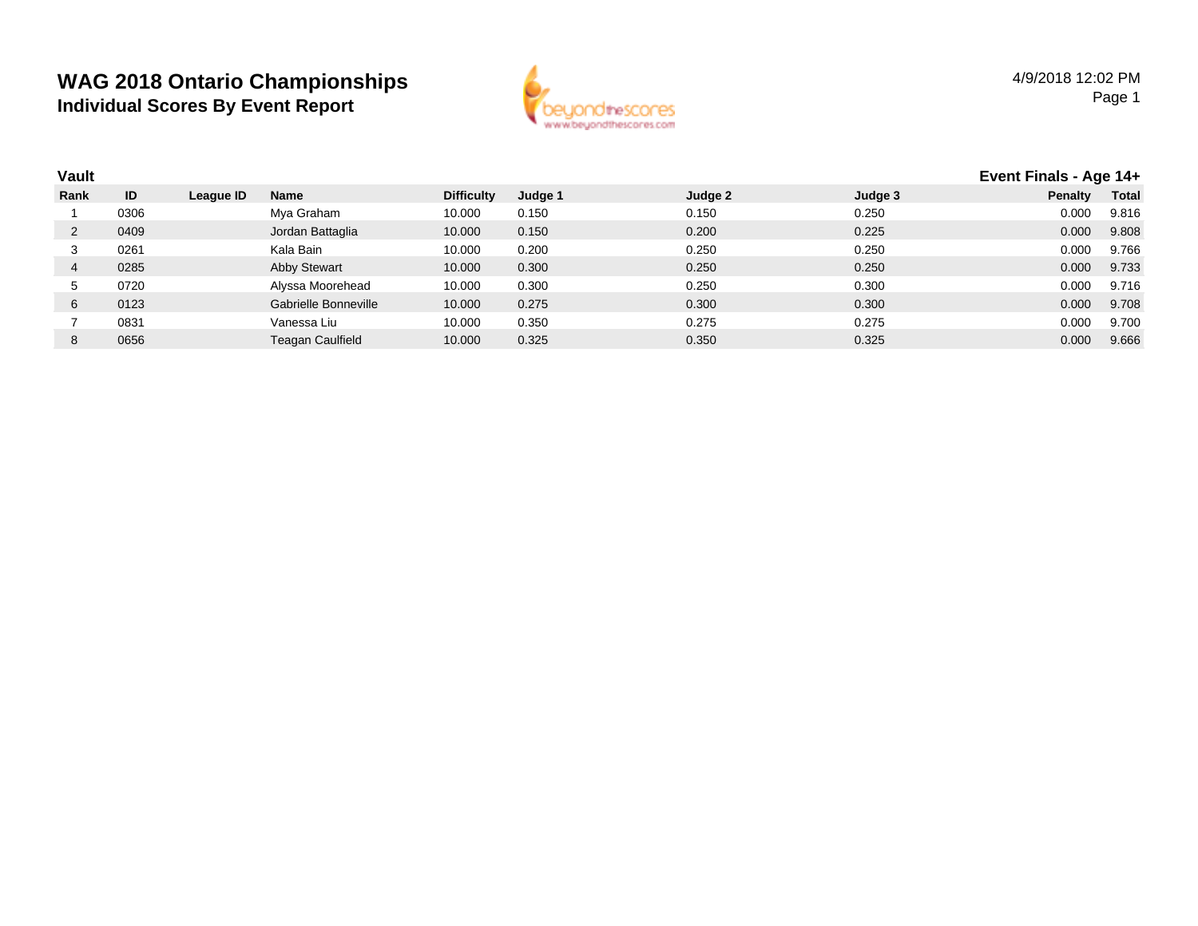# WAG 2018 Ontario Championships

## Individual Scores By Event Report

4/9/2018 12:02 PM

### Vault

**Event Finals - Age 14+**

| Rank | ID | League ID | Name | Difficulty | Judge 1 | Judge 2 | Judge 3 | Penalty | Total |
|---|---|---|---|---|---|---|---|---|---|
| 1 | 0306 | | Mya Graham | 10.000 | 0.150 | 0.150 | 0.250 | 0.000 | 9.816 |
| 2 | 0409 | | Jordan Battaglia | 10.000 | 0.150 | 0.200 | 0.225 | 0.000 | 9.808 |
| 3 | 0261 | | Kala Bain | 10.000 | 0.200 | 0.250 | 0.250 | 0.000 | 9.766 |
| 4 | 0285 | | Abby Stewart | 10.000 | 0.300 | 0.250 | 0.250 | 0.000 | 9.733 |
| 5 | 0720 | | Alyssa Moorehead | 10.000 | 0.300 | 0.250 | 0.300 | 0.000 | 9.716 |
| 6 | 0123 | | Gabrielle Bonneville | 10.000 | 0.275 | 0.300 | 0.300 | 0.000 | 9.708 |
| 7 | 0831 | | Vanessa Liu | 10.000 | 0.350 | 0.275 | 0.275 | 0.000 | 9.700 |
| 8 | 0656 | | Teagan Caulfield | 10.000 | 0.325 | 0.350 | 0.325 | 0.000 | 9.666 |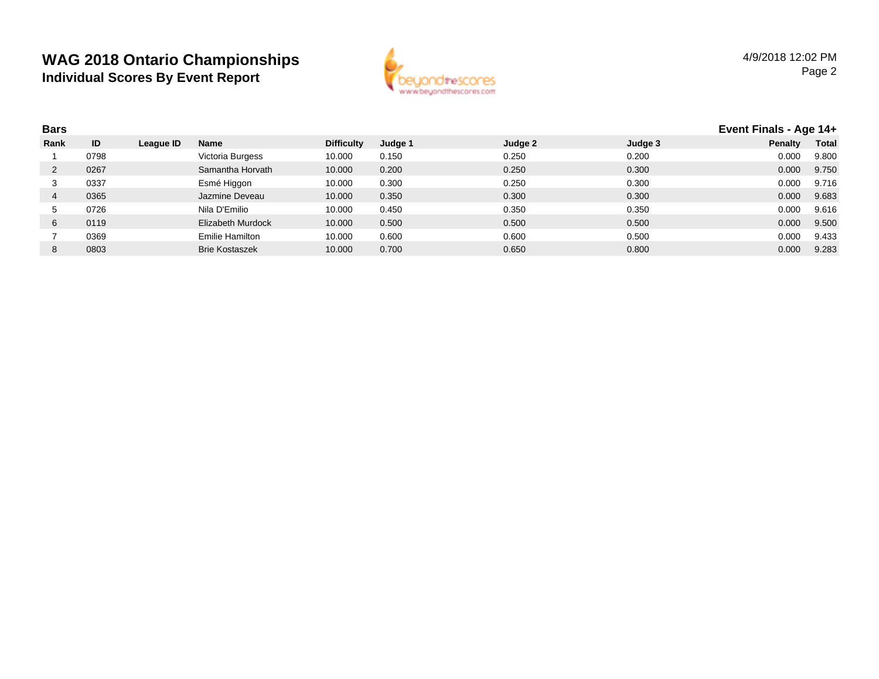# WAG 2018 Ontario Championships
## Individual Scores By Event Report

4/9/2018 12:02 PM

**Bars** — **Event Finals - Age 14+**

| Rank | ID | League ID | Name | Difficulty | Judge 1 | Judge 2 | Judge 3 | Penalty | Total |
|---|---|---|---|---|---|---|---|---|---|
| 1 | 0798 | | Victoria Burgess | 10.000 | 0.150 | 0.250 | 0.200 | 0.000 | 9.800 |
| 2 | 0267 | | Samantha Horvath | 10.000 | 0.200 | 0.250 | 0.300 | 0.000 | 9.750 |
| 3 | 0337 | | Esmé Higgon | 10.000 | 0.300 | 0.250 | 0.300 | 0.000 | 9.716 |
| 4 | 0365 | | Jazmine Deveau | 10.000 | 0.350 | 0.300 | 0.300 | 0.000 | 9.683 |
| 5 | 0726 | | Nila D'Emilio | 10.000 | 0.450 | 0.350 | 0.350 | 0.000 | 9.616 |
| 6 | 0119 | | Elizabeth Murdock | 10.000 | 0.500 | 0.500 | 0.500 | 0.000 | 9.500 |
| 7 | 0369 | | Emilie Hamilton | 10.000 | 0.600 | 0.600 | 0.500 | 0.000 | 9.433 |
| 8 | 0803 | | Brie Kostaszek | 10.000 | 0.700 | 0.650 | 0.800 | 0.000 | 9.283 |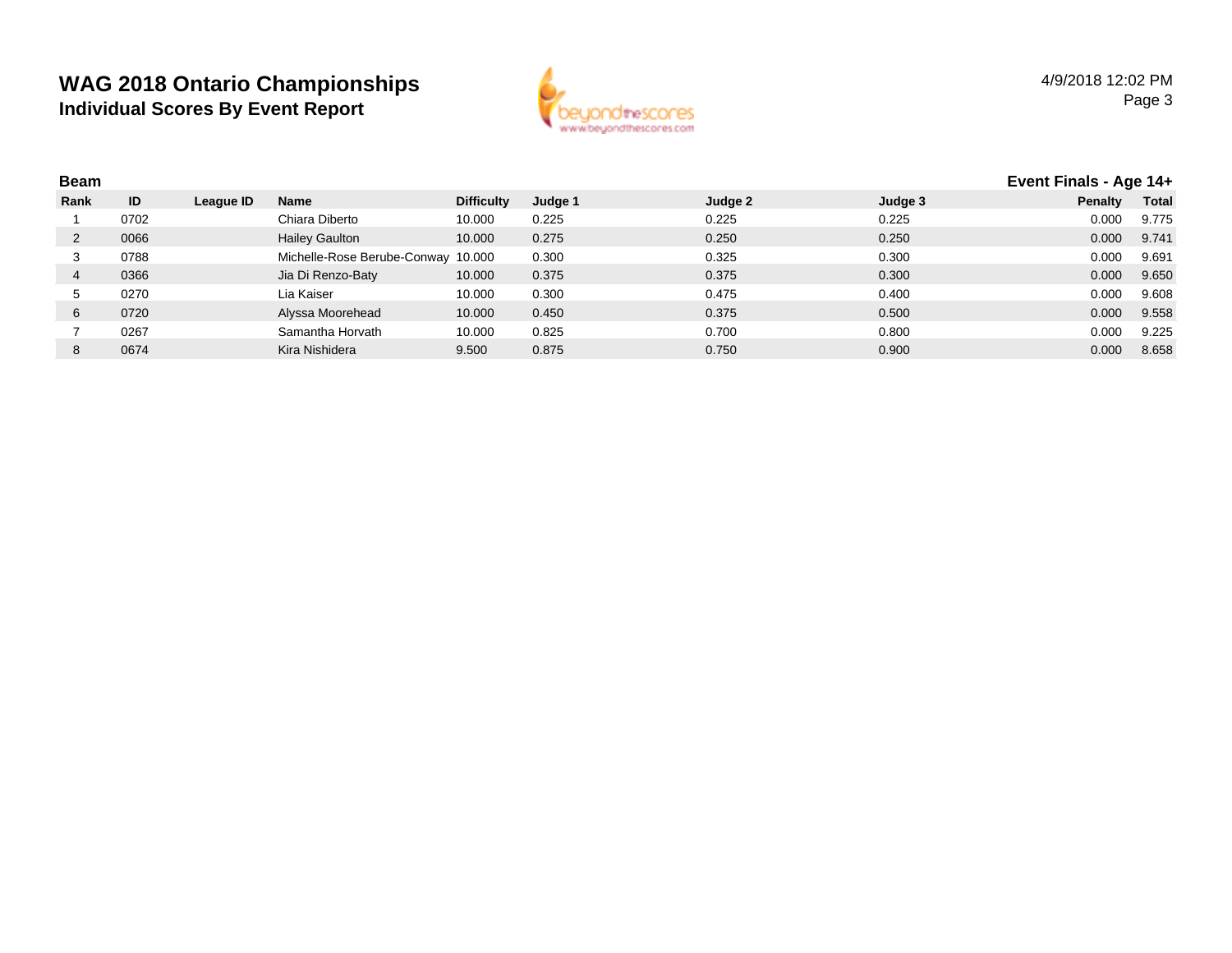# WAG 2018 Ontario Championships

## Individual Scores By Event Report

4/9/2018 12:02 PM

### Beam

**Event Finals - Age 14+**

| Rank | ID | League ID | Name | Difficulty | Judge 1 | Judge 2 | Judge 3 | Penalty | Total |
|---|---|---|---|---|---|---|---|---|---|
| 1 | 0702 | | Chiara Diberto | 10.000 | 0.225 | 0.225 | 0.225 | 0.000 | 9.775 |
| 2 | 0066 | | Hailey Gaulton | 10.000 | 0.275 | 0.250 | 0.250 | 0.000 | 9.741 |
| 3 | 0788 | | Michelle-Rose Berube-Conway | 10.000 | 0.300 | 0.325 | 0.300 | 0.000 | 9.691 |
| 4 | 0366 | | Jia Di Renzo-Baty | 10.000 | 0.375 | 0.375 | 0.300 | 0.000 | 9.650 |
| 5 | 0270 | | Lia Kaiser | 10.000 | 0.300 | 0.475 | 0.400 | 0.000 | 9.608 |
| 6 | 0720 | | Alyssa Moorehead | 10.000 | 0.450 | 0.375 | 0.500 | 0.000 | 9.558 |
| 7 | 0267 | | Samantha Horvath | 10.000 | 0.825 | 0.700 | 0.800 | 0.000 | 9.225 |
| 8 | 0674 | | Kira Nishidera | 9.500 | 0.875 | 0.750 | 0.900 | 0.000 | 8.658 |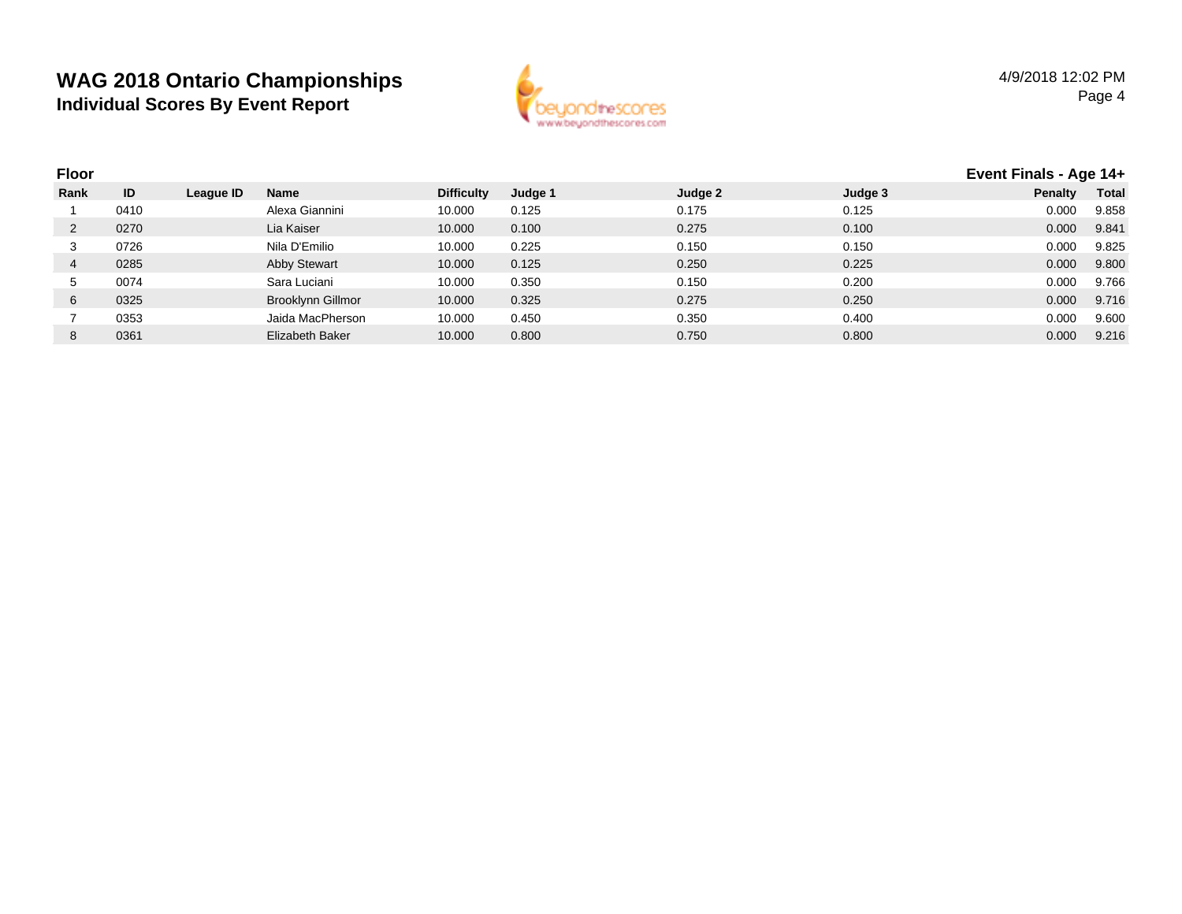# WAG 2018 Ontario Championships

## Individual Scores By Event Report

4/9/2018 12:02 PM

**Floor** — **Event Finals - Age 14+**

| Rank | ID | League ID | Name | Difficulty | Judge 1 | Judge 2 | Judge 3 | Penalty | Total |
|---|---|---|---|---|---|---|---|---|---|
| 1 | 0410 | | Alexa Giannini | 10.000 | 0.125 | 0.175 | 0.125 | 0.000 | 9.858 |
| 2 | 0270 | | Lia Kaiser | 10.000 | 0.100 | 0.275 | 0.100 | 0.000 | 9.841 |
| 3 | 0726 | | Nila D'Emilio | 10.000 | 0.225 | 0.150 | 0.150 | 0.000 | 9.825 |
| 4 | 0285 | | Abby Stewart | 10.000 | 0.125 | 0.250 | 0.225 | 0.000 | 9.800 |
| 5 | 0074 | | Sara Luciani | 10.000 | 0.350 | 0.150 | 0.200 | 0.000 | 9.766 |
| 6 | 0325 | | Brooklynn Gillmor | 10.000 | 0.325 | 0.275 | 0.250 | 0.000 | 9.716 |
| 7 | 0353 | | Jaida MacPherson | 10.000 | 0.450 | 0.350 | 0.400 | 0.000 | 9.600 |
| 8 | 0361 | | Elizabeth Baker | 10.000 | 0.800 | 0.750 | 0.800 | 0.000 | 9.216 |